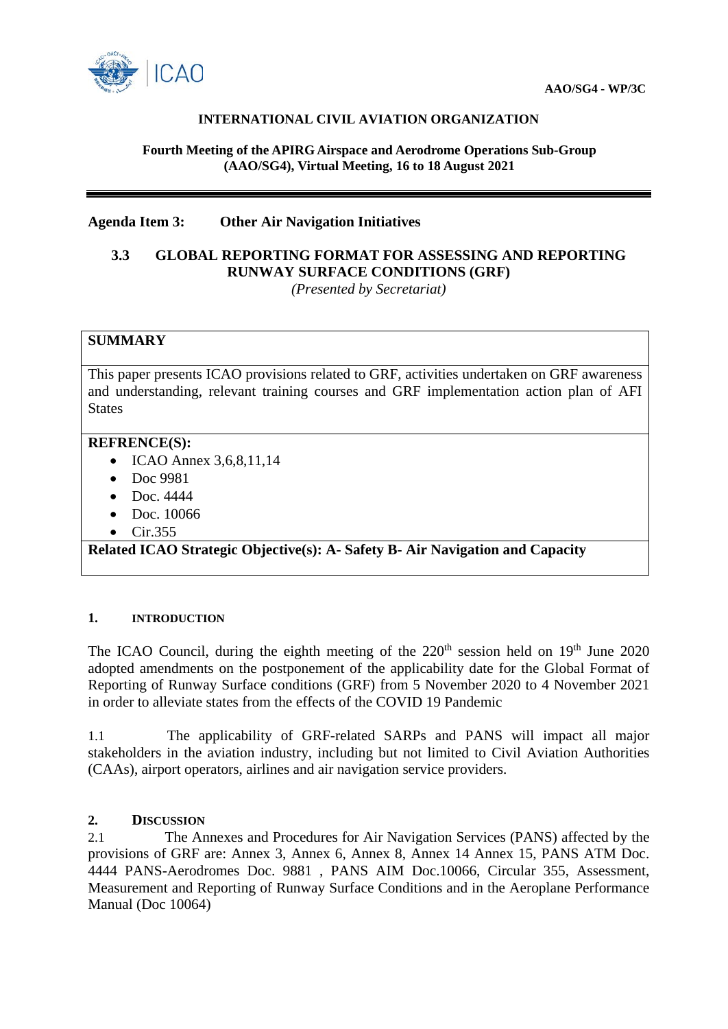AAO/SG4 - WP/3C

**INTERNATIONAL CIVIL AVIATION ORGANIZATION**

**Fourth Meeting of the APIRG Airspace and Aerodrome Operations Sub-Group (AAO/SG4), Virtual Meeting, 16 to 18 August 2021**

---

**Agenda Item 3: Other Air Navigation Initiatives**

## 3.3 GLOBAL REPORTING FORMAT FOR ASSESSING AND REPORTING RUNWAY SURFACE CONDITIONS (GRF)

*(Presented by Secretariat)*

| **SUMMARY** |
|---|
| This paper presents ICAO provisions related to GRF, activities undertaken on GRF awareness and understanding, relevant training courses and GRF implementation action plan of AFI States |
| **REFRENCE(S):**<br>• ICAO Annex 3,6,8,11,14<br>• Doc 9981<br>• Doc. 4444<br>• Doc. 10066<br>• Cir.355 |
| **Related ICAO Strategic Objective(s): A- Safety B- Air Navigation and Capacity** |

### 1. INTRODUCTION

The ICAO Council, during the eighth meeting of the 220th session held on 19th June 2020 adopted amendments on the postponement of the applicability date for the Global Format of Reporting of Runway Surface conditions (GRF) from 5 November 2020 to 4 November 2021 in order to alleviate states from the effects of the COVID 19 Pandemic

1.1 The applicability of GRF-related SARPs and PANS will impact all major stakeholders in the aviation industry, including but not limited to Civil Aviation Authorities (CAAs), airport operators, airlines and air navigation service providers.

### 2. DISCUSSION

2.1 The Annexes and Procedures for Air Navigation Services (PANS) affected by the provisions of GRF are: Annex 3, Annex 6, Annex 8, Annex 14 Annex 15, PANS ATM Doc. 4444 PANS-Aerodromes Doc. 9881 , PANS AIM Doc.10066, Circular 355, Assessment, Measurement and Reporting of Runway Surface Conditions and in the Aeroplane Performance Manual (Doc 10064)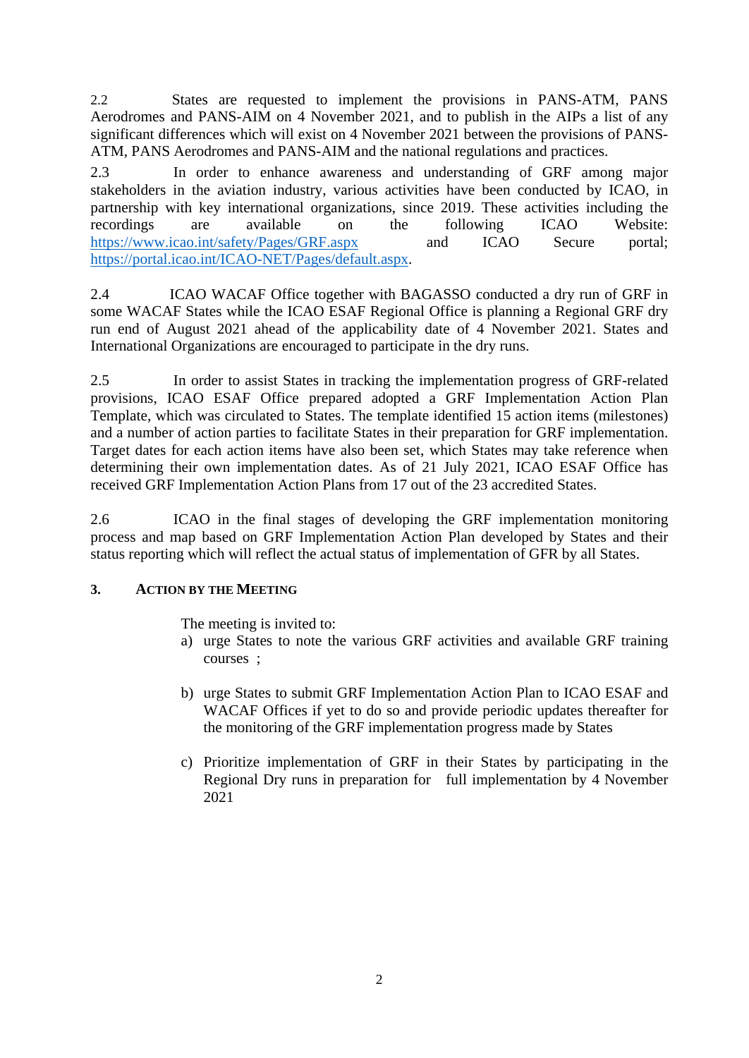2.2 States are requested to implement the provisions in PANS-ATM, PANS Aerodromes and PANS-AIM on 4 November 2021, and to publish in the AIPs a list of any significant differences which will exist on 4 November 2021 between the provisions of PANS-ATM, PANS Aerodromes and PANS-AIM and the national regulations and practices.

2.3 In order to enhance awareness and understanding of GRF among major stakeholders in the aviation industry, various activities have been conducted by ICAO, in partnership with key international organizations, since 2019. These activities including the recordings are available on the following ICAO Website: https://www.icao.int/safety/Pages/GRF.aspx and ICAO Secure portal; https://portal.icao.int/ICAO-NET/Pages/default.aspx.

2.4 ICAO WACAF Office together with BAGASSO conducted a dry run of GRF in some WACAF States while the ICAO ESAF Regional Office is planning a Regional GRF dry run end of August 2021 ahead of the applicability date of 4 November 2021. States and International Organizations are encouraged to participate in the dry runs.

2.5 In order to assist States in tracking the implementation progress of GRF-related provisions, ICAO ESAF Office prepared adopted a GRF Implementation Action Plan Template, which was circulated to States. The template identified 15 action items (milestones) and a number of action parties to facilitate States in their preparation for GRF implementation. Target dates for each action items have also been set, which States may take reference when determining their own implementation dates. As of 21 July 2021, ICAO ESAF Office has received GRF Implementation Action Plans from 17 out of the 23 accredited States.

2.6 ICAO in the final stages of developing the GRF implementation monitoring process and map based on GRF Implementation Action Plan developed by States and their status reporting which will reflect the actual status of implementation of GFR by all States.

### 3. ACTION BY THE MEETING

The meeting is invited to:

a) urge States to note the various GRF activities and available GRF training courses ;

b) urge States to submit GRF Implementation Action Plan to ICAO ESAF and WACAF Offices if yet to do so and provide periodic updates thereafter for the monitoring of the GRF implementation progress made by States

c) Prioritize implementation of GRF in their States by participating in the Regional Dry runs in preparation for full implementation by 4 November 2021